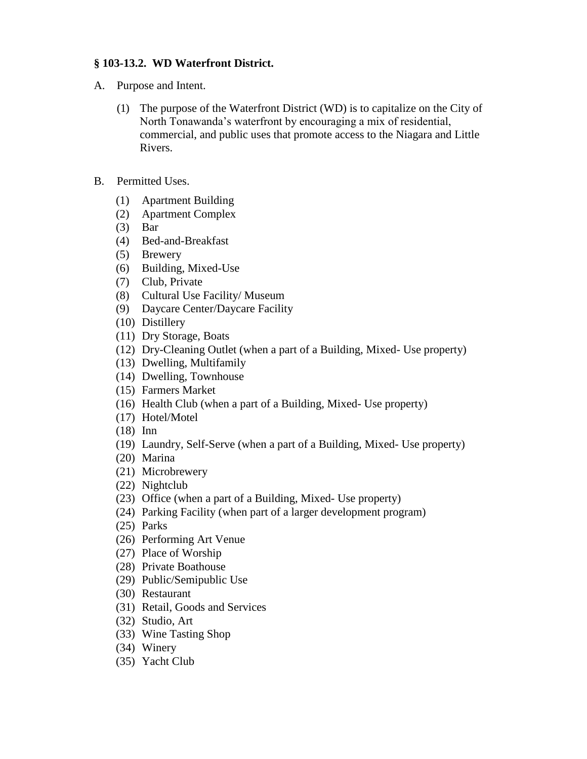### § 103-13.2. WD Waterfront District.

A. Purpose and Intent.

(1) The purpose of the Waterfront District (WD) is to capitalize on the City of North Tonawanda's waterfront by encouraging a mix of residential, commercial, and public uses that promote access to the Niagara and Little Rivers.

B. Permitted Uses.

(1) Apartment Building
(2) Apartment Complex
(3) Bar
(4) Bed-and-Breakfast
(5) Brewery
(6) Building, Mixed-Use
(7) Club, Private
(8) Cultural Use Facility/ Museum
(9) Daycare Center/Daycare Facility
(10) Distillery
(11) Dry Storage, Boats
(12) Dry-Cleaning Outlet (when a part of a Building, Mixed- Use property)
(13) Dwelling, Multifamily
(14) Dwelling, Townhouse
(15) Farmers Market
(16) Health Club (when a part of a Building, Mixed- Use property)
(17) Hotel/Motel
(18) Inn
(19) Laundry, Self-Serve (when a part of a Building, Mixed- Use property)
(20) Marina
(21) Microbrewery
(22) Nightclub
(23) Office (when a part of a Building, Mixed- Use property)
(24) Parking Facility (when part of a larger development program)
(25) Parks
(26) Performing Art Venue
(27) Place of Worship
(28) Private Boathouse
(29) Public/Semipublic Use
(30) Restaurant
(31) Retail, Goods and Services
(32) Studio, Art
(33) Wine Tasting Shop
(34) Winery
(35) Yacht Club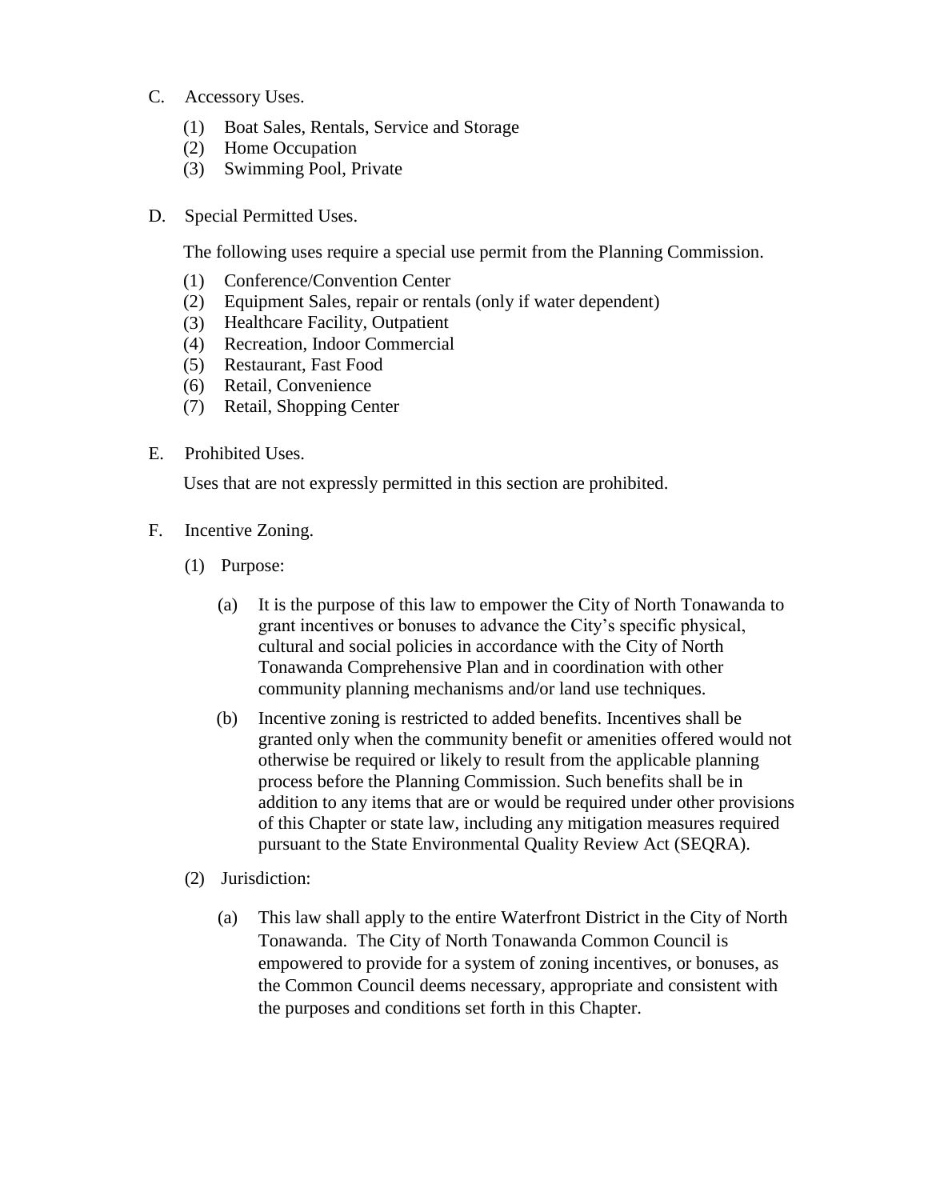C. Accessory Uses.

(1) Boat Sales, Rentals, Service and Storage
(2) Home Occupation
(3) Swimming Pool, Private

D. Special Permitted Uses.

The following uses require a special use permit from the Planning Commission.

(1) Conference/Convention Center
(2) Equipment Sales, repair or rentals (only if water dependent)
(3) Healthcare Facility, Outpatient
(4) Recreation, Indoor Commercial
(5) Restaurant, Fast Food
(6) Retail, Convenience
(7) Retail, Shopping Center

E. Prohibited Uses.

Uses that are not expressly permitted in this section are prohibited.

F. Incentive Zoning.

(1) Purpose:

(a) It is the purpose of this law to empower the City of North Tonawanda to grant incentives or bonuses to advance the City's specific physical, cultural and social policies in accordance with the City of North Tonawanda Comprehensive Plan and in coordination with other community planning mechanisms and/or land use techniques.

(b) Incentive zoning is restricted to added benefits. Incentives shall be granted only when the community benefit or amenities offered would not otherwise be required or likely to result from the applicable planning process before the Planning Commission. Such benefits shall be in addition to any items that are or would be required under other provisions of this Chapter or state law, including any mitigation measures required pursuant to the State Environmental Quality Review Act (SEQRA).

(2) Jurisdiction:

(a) This law shall apply to the entire Waterfront District in the City of North Tonawanda. The City of North Tonawanda Common Council is empowered to provide for a system of zoning incentives, or bonuses, as the Common Council deems necessary, appropriate and consistent with the purposes and conditions set forth in this Chapter.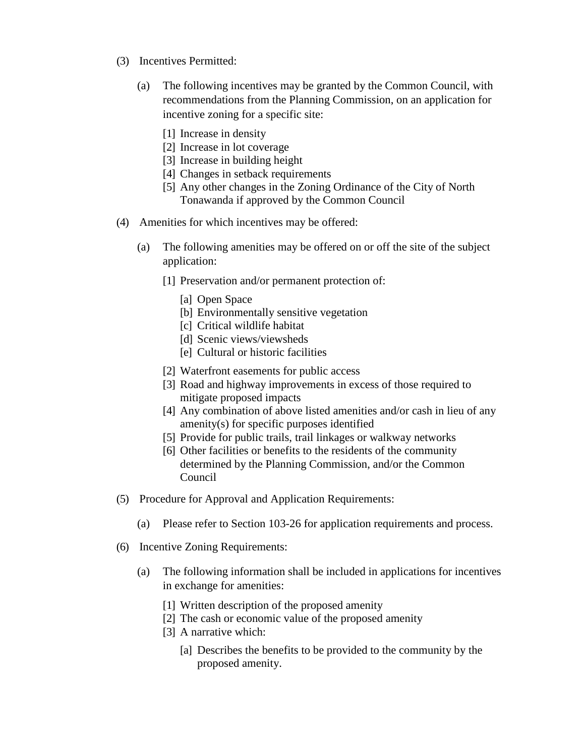(3) Incentives Permitted:

  (a) The following incentives may be granted by the Common Council, with recommendations from the Planning Commission, on an application for incentive zoning for a specific site:

    [1] Increase in density
    [2] Increase in lot coverage
    [3] Increase in building height
    [4] Changes in setback requirements
    [5] Any other changes in the Zoning Ordinance of the City of North Tonawanda if approved by the Common Council

(4) Amenities for which incentives may be offered:

  (a) The following amenities may be offered on or off the site of the subject application:

    [1] Preservation and/or permanent protection of:

      [a] Open Space
      [b] Environmentally sensitive vegetation
      [c] Critical wildlife habitat
      [d] Scenic views/viewsheds
      [e] Cultural or historic facilities

    [2] Waterfront easements for public access
    [3] Road and highway improvements in excess of those required to mitigate proposed impacts
    [4] Any combination of above listed amenities and/or cash in lieu of any amenity(s) for specific purposes identified
    [5] Provide for public trails, trail linkages or walkway networks
    [6] Other facilities or benefits to the residents of the community determined by the Planning Commission, and/or the Common Council

(5) Procedure for Approval and Application Requirements:

  (a) Please refer to Section 103-26 for application requirements and process.

(6) Incentive Zoning Requirements:

  (a) The following information shall be included in applications for incentives in exchange for amenities:

    [1] Written description of the proposed amenity
    [2] The cash or economic value of the proposed amenity
    [3] A narrative which:

      [a] Describes the benefits to be provided to the community by the proposed amenity.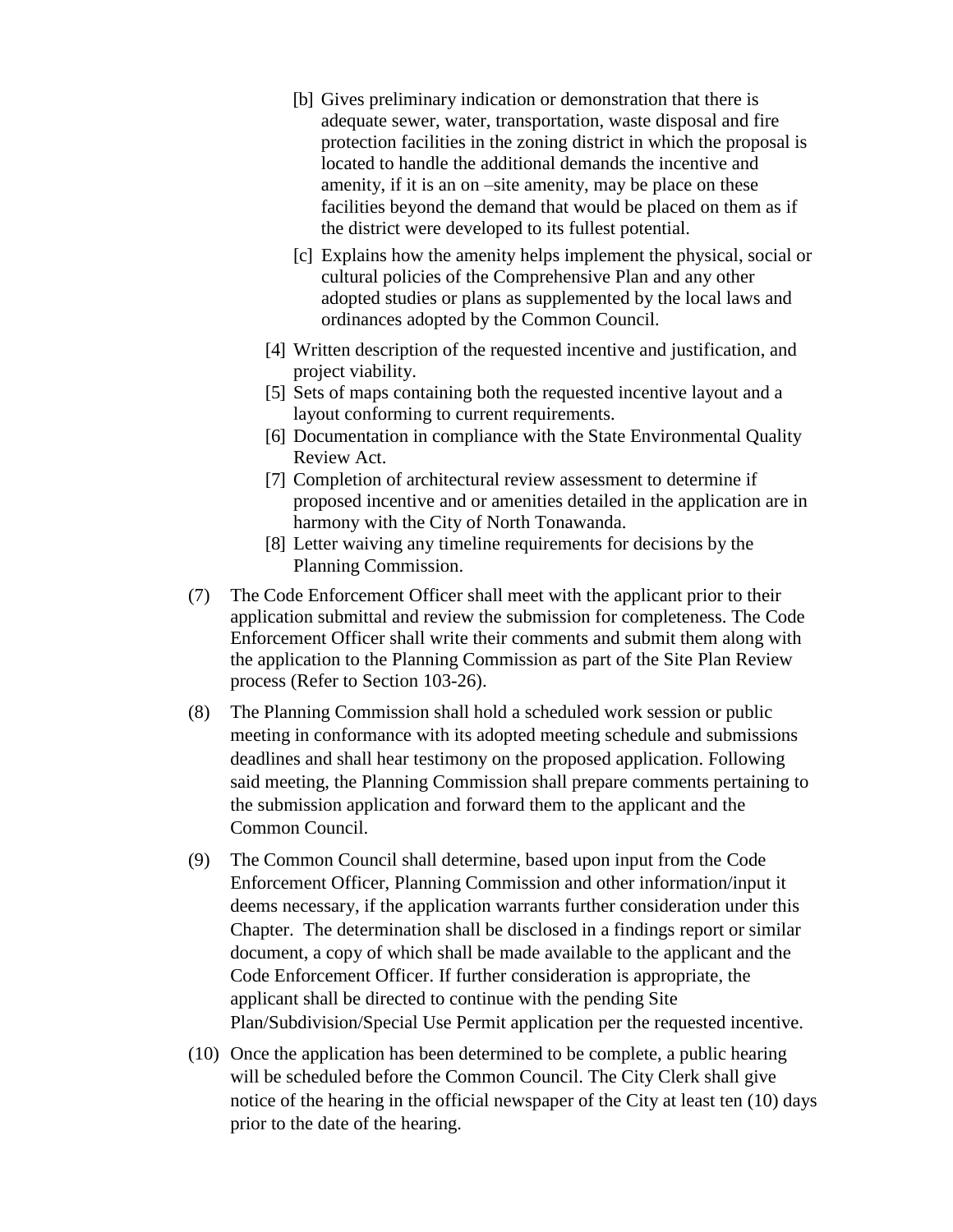[b] Gives preliminary indication or demonstration that there is adequate sewer, water, transportation, waste disposal and fire protection facilities in the zoning district in which the proposal is located to handle the additional demands the incentive and amenity, if it is an on –site amenity, may be place on these facilities beyond the demand that would be placed on them as if the district were developed to its fullest potential.

[c] Explains how the amenity helps implement the physical, social or cultural policies of the Comprehensive Plan and any other adopted studies or plans as supplemented by the local laws and ordinances adopted by the Common Council.

[4] Written description of the requested incentive and justification, and project viability.

[5] Sets of maps containing both the requested incentive layout and a layout conforming to current requirements.

[6] Documentation in compliance with the State Environmental Quality Review Act.

[7] Completion of architectural review assessment to determine if proposed incentive and or amenities detailed in the application are in harmony with the City of North Tonawanda.

[8] Letter waiving any timeline requirements for decisions by the Planning Commission.

(7) The Code Enforcement Officer shall meet with the applicant prior to their application submittal and review the submission for completeness. The Code Enforcement Officer shall write their comments and submit them along with the application to the Planning Commission as part of the Site Plan Review process (Refer to Section 103-26).

(8) The Planning Commission shall hold a scheduled work session or public meeting in conformance with its adopted meeting schedule and submissions deadlines and shall hear testimony on the proposed application. Following said meeting, the Planning Commission shall prepare comments pertaining to the submission application and forward them to the applicant and the Common Council.

(9) The Common Council shall determine, based upon input from the Code Enforcement Officer, Planning Commission and other information/input it deems necessary, if the application warrants further consideration under this Chapter. The determination shall be disclosed in a findings report or similar document, a copy of which shall be made available to the applicant and the Code Enforcement Officer. If further consideration is appropriate, the applicant shall be directed to continue with the pending Site Plan/Subdivision/Special Use Permit application per the requested incentive.

(10) Once the application has been determined to be complete, a public hearing will be scheduled before the Common Council. The City Clerk shall give notice of the hearing in the official newspaper of the City at least ten (10) days prior to the date of the hearing.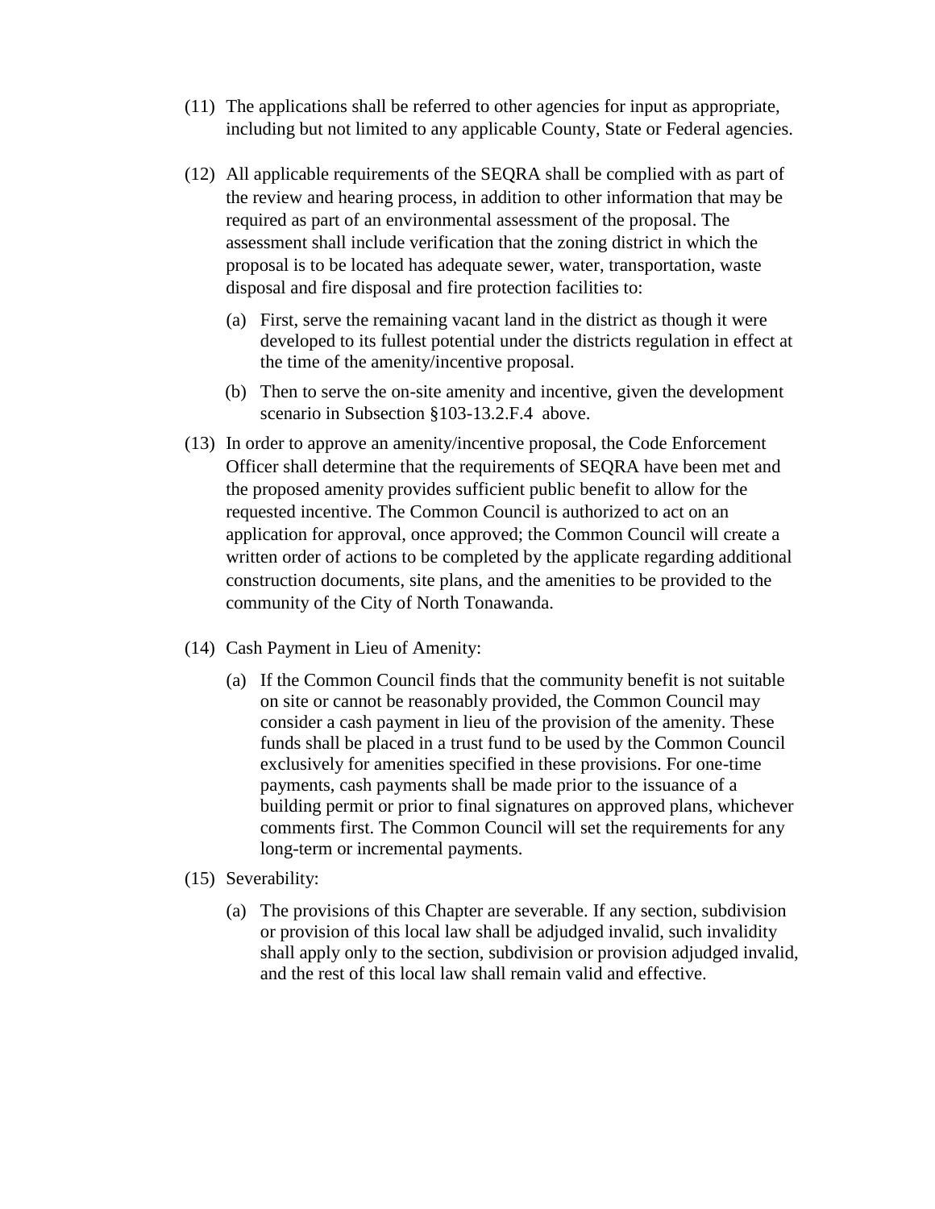(11) The applications shall be referred to other agencies for input as appropriate, including but not limited to any applicable County, State or Federal agencies.

(12) All applicable requirements of the SEQRA shall be complied with as part of the review and hearing process, in addition to other information that may be required as part of an environmental assessment of the proposal. The assessment shall include verification that the zoning district in which the proposal is to be located has adequate sewer, water, transportation, waste disposal and fire disposal and fire protection facilities to:

(a) First, serve the remaining vacant land in the district as though it were developed to its fullest potential under the districts regulation in effect at the time of the amenity/incentive proposal.

(b) Then to serve the on-site amenity and incentive, given the development scenario in Subsection §103-13.2.F.4 above.

(13) In order to approve an amenity/incentive proposal, the Code Enforcement Officer shall determine that the requirements of SEQRA have been met and the proposed amenity provides sufficient public benefit to allow for the requested incentive. The Common Council is authorized to act on an application for approval, once approved; the Common Council will create a written order of actions to be completed by the applicate regarding additional construction documents, site plans, and the amenities to be provided to the community of the City of North Tonawanda.

(14) Cash Payment in Lieu of Amenity:

(a) If the Common Council finds that the community benefit is not suitable on site or cannot be reasonably provided, the Common Council may consider a cash payment in lieu of the provision of the amenity. These funds shall be placed in a trust fund to be used by the Common Council exclusively for amenities specified in these provisions. For one-time payments, cash payments shall be made prior to the issuance of a building permit or prior to final signatures on approved plans, whichever comments first. The Common Council will set the requirements for any long-term or incremental payments.

(15) Severability:

(a) The provisions of this Chapter are severable. If any section, subdivision or provision of this local law shall be adjudged invalid, such invalidity shall apply only to the section, subdivision or provision adjudged invalid, and the rest of this local law shall remain valid and effective.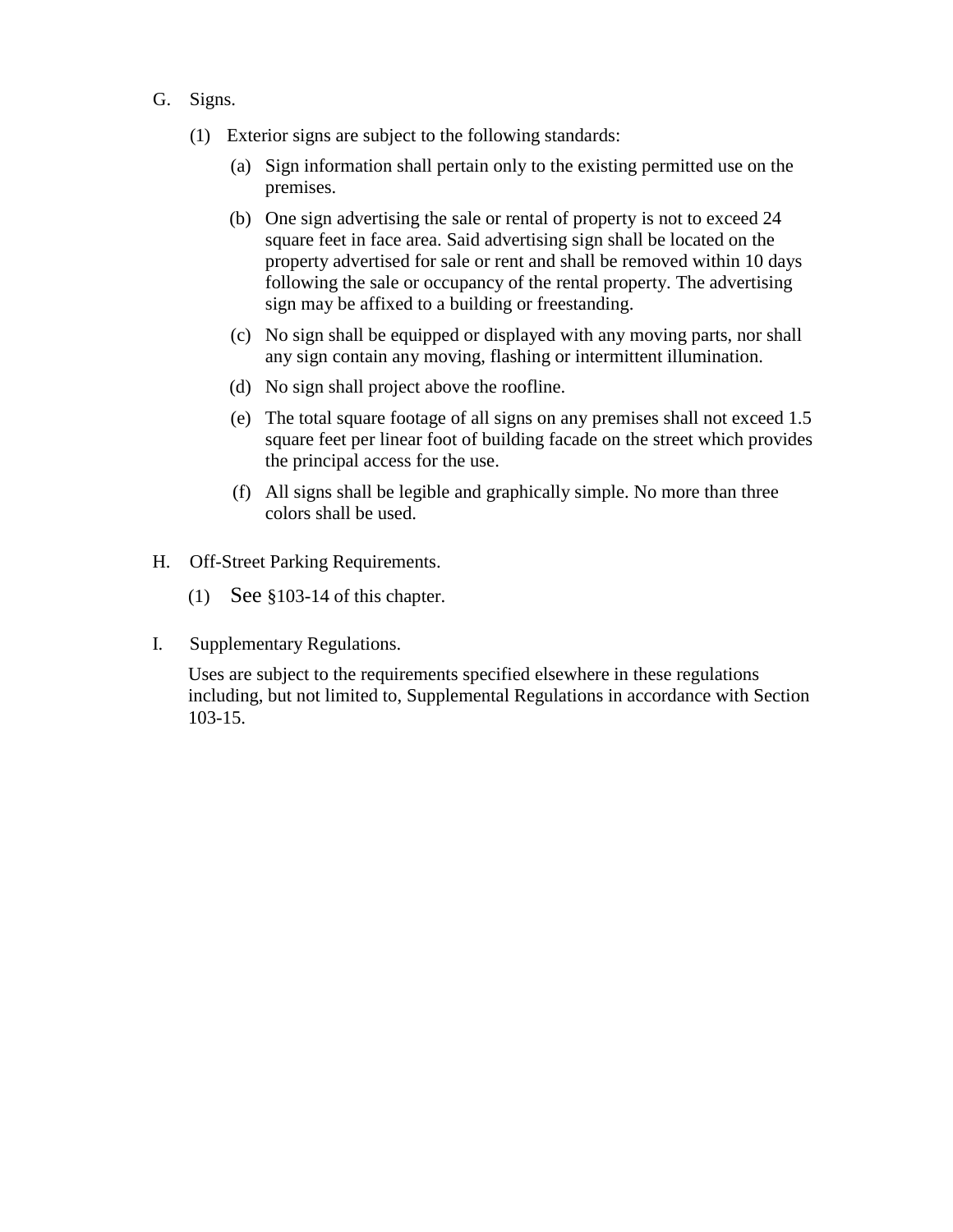G. Signs.

(1) Exterior signs are subject to the following standards:

(a) Sign information shall pertain only to the existing permitted use on the premises.

(b) One sign advertising the sale or rental of property is not to exceed 24 square feet in face area. Said advertising sign shall be located on the property advertised for sale or rent and shall be removed within 10 days following the sale or occupancy of the rental property. The advertising sign may be affixed to a building or freestanding.

(c) No sign shall be equipped or displayed with any moving parts, nor shall any sign contain any moving, flashing or intermittent illumination.

(d) No sign shall project above the roofline.

(e) The total square footage of all signs on any premises shall not exceed 1.5 square feet per linear foot of building facade on the street which provides the principal access for the use.

(f) All signs shall be legible and graphically simple. No more than three colors shall be used.

H. Off-Street Parking Requirements.

(1) See §103-14 of this chapter.

I. Supplementary Regulations.

Uses are subject to the requirements specified elsewhere in these regulations including, but not limited to, Supplemental Regulations in accordance with Section 103-15.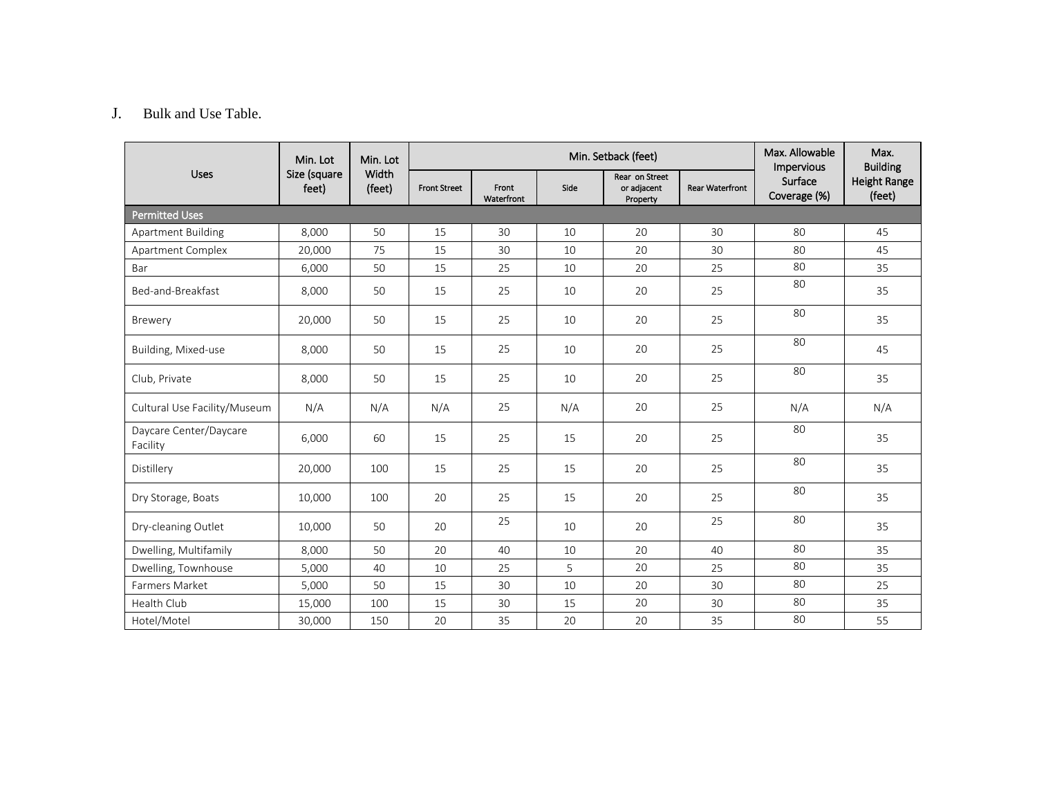J. Bulk and Use Table.

| Uses | Min. Lot Size (square feet) | Min. Lot Width (feet) | Min. Setback (feet) | | | | | Max. Allowable Impervious Surface Coverage (%) | Max. Building Height Range (feet) |
|---|---|---|---|---|---|---|---|---|---|
| | | | Front Street | Front Waterfront | Side | Rear on Street or adjacent Property | Rear Waterfront | | |
| **Permitted Uses** | | | | | | | | | |
| Apartment Building | 8,000 | 50 | 15 | 30 | 10 | 20 | 30 | 80 | 45 |
| Apartment Complex | 20,000 | 75 | 15 | 30 | 10 | 20 | 30 | 80 | 45 |
| Bar | 6,000 | 50 | 15 | 25 | 10 | 20 | 25 | 80 | 35 |
| Bed-and-Breakfast | 8,000 | 50 | 15 | 25 | 10 | 20 | 25 | 80 | 35 |
| Brewery | 20,000 | 50 | 15 | 25 | 10 | 20 | 25 | 80 | 35 |
| Building, Mixed-use | 8,000 | 50 | 15 | 25 | 10 | 20 | 25 | 80 | 45 |
| Club, Private | 8,000 | 50 | 15 | 25 | 10 | 20 | 25 | 80 | 35 |
| Cultural Use Facility/Museum | N/A | N/A | N/A | 25 | N/A | 20 | 25 | N/A | N/A |
| Daycare Center/Daycare Facility | 6,000 | 60 | 15 | 25 | 15 | 20 | 25 | 80 | 35 |
| Distillery | 20,000 | 100 | 15 | 25 | 15 | 20 | 25 | 80 | 35 |
| Dry Storage, Boats | 10,000 | 100 | 20 | 25 | 15 | 20 | 25 | 80 | 35 |
| Dry-cleaning Outlet | 10,000 | 50 | 20 | 25 | 10 | 20 | 25 | 80 | 35 |
| Dwelling, Multifamily | 8,000 | 50 | 20 | 40 | 10 | 20 | 40 | 80 | 35 |
| Dwelling, Townhouse | 5,000 | 40 | 10 | 25 | 5 | 20 | 25 | 80 | 35 |
| Farmers Market | 5,000 | 50 | 15 | 30 | 10 | 20 | 30 | 80 | 25 |
| Health Club | 15,000 | 100 | 15 | 30 | 15 | 20 | 30 | 80 | 35 |
| Hotel/Motel | 30,000 | 150 | 20 | 35 | 20 | 20 | 35 | 80 | 55 |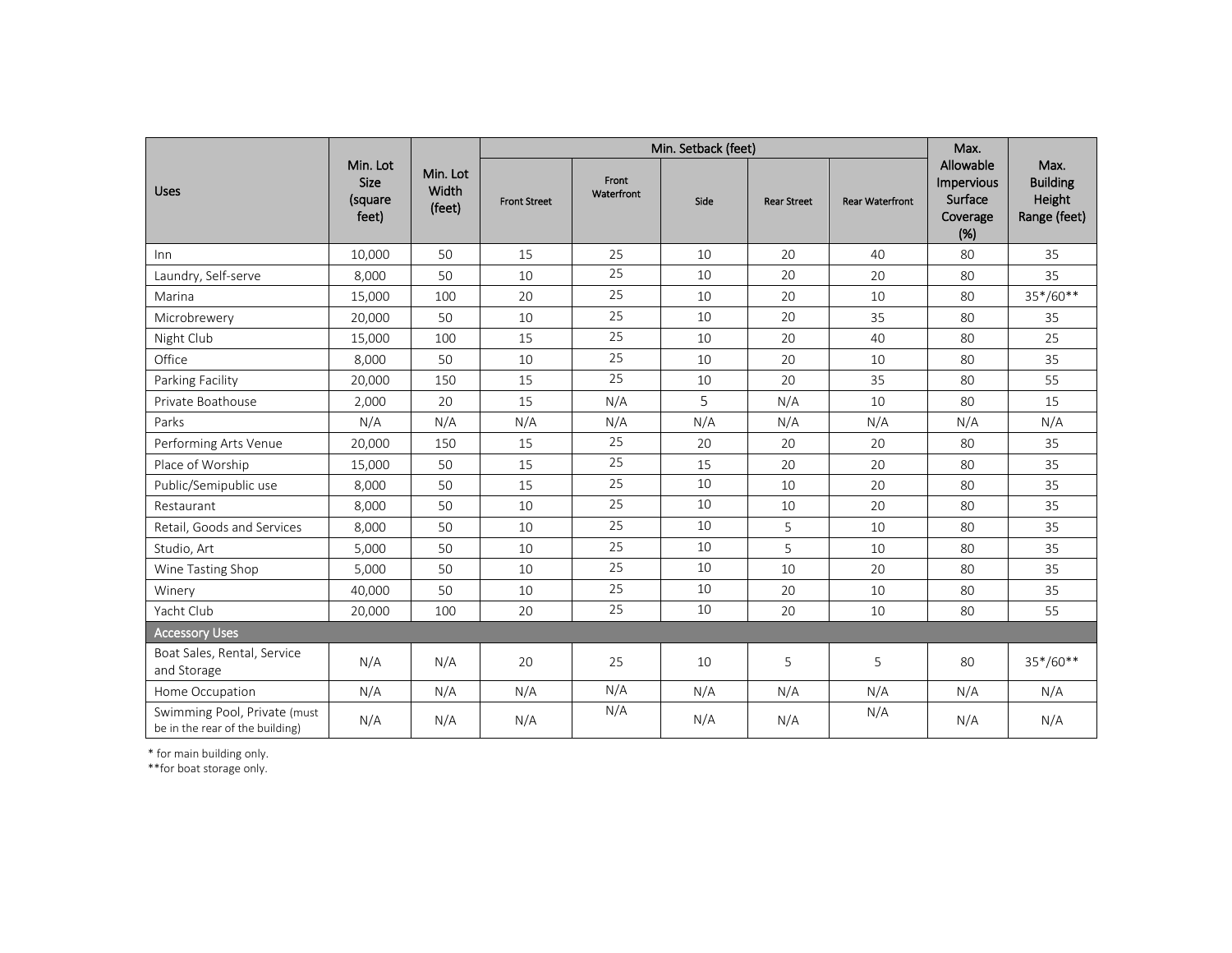| Uses | Min. Lot Size (square feet) | Min. Lot Width (feet) | Min. Setback (feet) | | | | | Max. Allowable Impervious Surface Coverage (%) | Max. Building Height Range (feet) |
|---|---|---|---|---|---|---|---|---|---|
| | | | Front Street | Front Waterfront | Side | Rear Street | Rear Waterfront | | |
| Inn | 10,000 | 50 | 15 | 25 | 10 | 20 | 40 | 80 | 35 |
| Laundry, Self-serve | 8,000 | 50 | 10 | 25 | 10 | 20 | 20 | 80 | 35 |
| Marina | 15,000 | 100 | 20 | 25 | 10 | 20 | 10 | 80 | 35*/60** |
| Microbrewery | 20,000 | 50 | 10 | 25 | 10 | 20 | 35 | 80 | 35 |
| Night Club | 15,000 | 100 | 15 | 25 | 10 | 20 | 40 | 80 | 25 |
| Office | 8,000 | 50 | 10 | 25 | 10 | 20 | 10 | 80 | 35 |
| Parking Facility | 20,000 | 150 | 15 | 25 | 10 | 20 | 35 | 80 | 55 |
| Private Boathouse | 2,000 | 20 | 15 | N/A | 5 | N/A | 10 | 80 | 15 |
| Parks | N/A | N/A | N/A | N/A | N/A | N/A | N/A | N/A | N/A |
| Performing Arts Venue | 20,000 | 150 | 15 | 25 | 20 | 20 | 20 | 80 | 35 |
| Place of Worship | 15,000 | 50 | 15 | 25 | 15 | 20 | 20 | 80 | 35 |
| Public/Semipublic use | 8,000 | 50 | 15 | 25 | 10 | 10 | 20 | 80 | 35 |
| Restaurant | 8,000 | 50 | 10 | 25 | 10 | 10 | 20 | 80 | 35 |
| Retail, Goods and Services | 8,000 | 50 | 10 | 25 | 10 | 5 | 10 | 80 | 35 |
| Studio, Art | 5,000 | 50 | 10 | 25 | 10 | 5 | 10 | 80 | 35 |
| Wine Tasting Shop | 5,000 | 50 | 10 | 25 | 10 | 10 | 20 | 80 | 35 |
| Winery | 40,000 | 50 | 10 | 25 | 10 | 20 | 10 | 80 | 35 |
| Yacht Club | 20,000 | 100 | 20 | 25 | 10 | 20 | 10 | 80 | 55 |
| **Accessory Uses** | | | | | | | | | |
| Boat Sales, Rental, Service and Storage | N/A | N/A | 20 | 25 | 10 | 5 | 5 | 80 | 35*/60** |
| Home Occupation | N/A | N/A | N/A | N/A | N/A | N/A | N/A | N/A | N/A |
| Swimming Pool, Private (must be in the rear of the building) | N/A | N/A | N/A | N/A | N/A | N/A | N/A | N/A | N/A |

\* for main building only.
\*\*for boat storage only.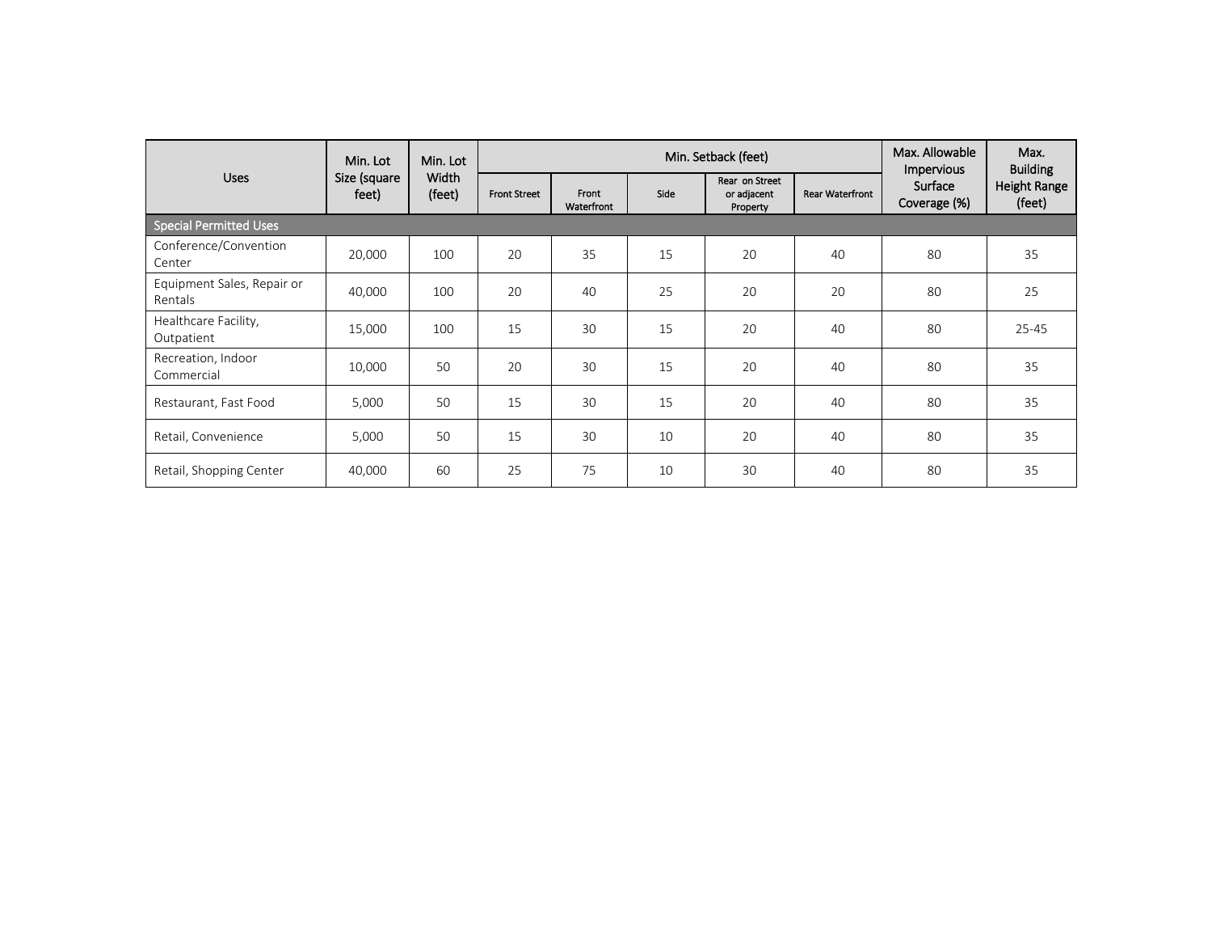| Uses | Min. Lot Size (square feet) | Min. Lot Width (feet) | Min. Setback (feet) | | | | | Max. Allowable Impervious Surface Coverage (%) | Max. Building Height Range (feet) |
|---|---|---|---|---|---|---|---|---|---|
| | | | Front Street | Front Waterfront | Side | Rear on Street or adjacent Property | Rear Waterfront | | |
| **Special Permitted Uses** | | | | | | | | | |
| Conference/Convention Center | 20,000 | 100 | 20 | 35 | 15 | 20 | 40 | 80 | 35 |
| Equipment Sales, Repair or Rentals | 40,000 | 100 | 20 | 40 | 25 | 20 | 20 | 80 | 25 |
| Healthcare Facility, Outpatient | 15,000 | 100 | 15 | 30 | 15 | 20 | 40 | 80 | 25-45 |
| Recreation, Indoor Commercial | 10,000 | 50 | 20 | 30 | 15 | 20 | 40 | 80 | 35 |
| Restaurant, Fast Food | 5,000 | 50 | 15 | 30 | 15 | 20 | 40 | 80 | 35 |
| Retail, Convenience | 5,000 | 50 | 15 | 30 | 10 | 20 | 40 | 80 | 35 |
| Retail, Shopping Center | 40,000 | 60 | 25 | 75 | 10 | 30 | 40 | 80 | 35 |